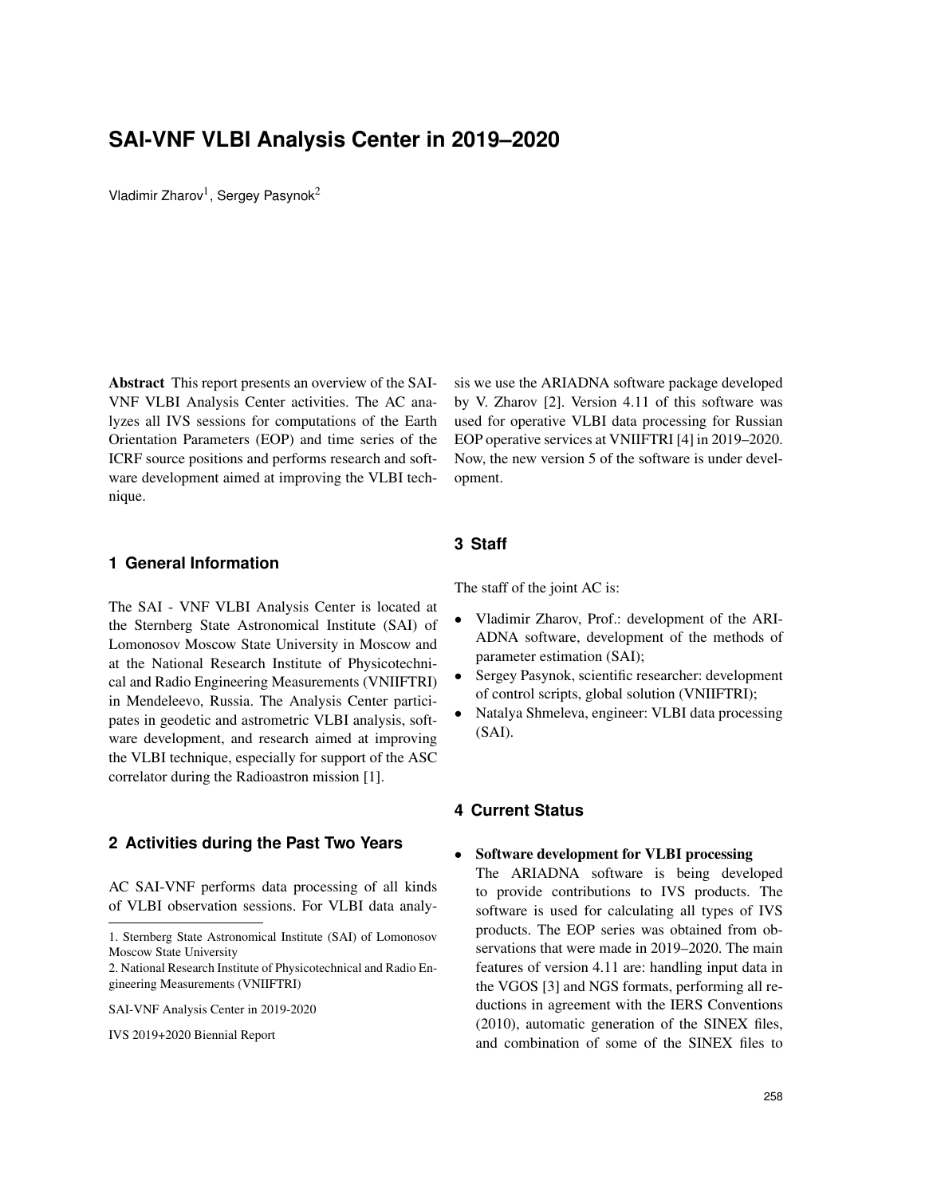# SAI-VNF VLBI Analysis Center in 2019–2020

Vladimir Zharov[1], Sergey Pasynok[2]

**Abstract** This report presents an overview of the SAI-VNF VLBI Analysis Center activities. The AC analyzes all IVS sessions for computations of the Earth Orientation Parameters (EOP) and time series of the ICRF source positions and performs research and software development aimed at improving the VLBI technique.

## 1 General Information

The SAI - VNF VLBI Analysis Center is located at the Sternberg State Astronomical Institute (SAI) of Lomonosov Moscow State University in Moscow and at the National Research Institute of Physicotechnical and Radio Engineering Measurements (VNIIFTRI) in Mendeleevo, Russia. The Analysis Center participates in geodetic and astrometric VLBI analysis, software development, and research aimed at improving the VLBI technique, especially for support of the ASC correlator during the Radioastron mission [1].

## 2 Activities during the Past Two Years

AC SAI-VNF performs data processing of all kinds of VLBI observation sessions. For VLBI data analysis we use the ARIADNA software package developed by V. Zharov [2]. Version 4.11 of this software was used for operative VLBI data processing for Russian EOP operative services at VNIIFTRI [4] in 2019–2020. Now, the new version 5 of the software is under development.

1. Sternberg State Astronomical Institute (SAI) of Lomonosov Moscow State University

2. National Research Institute of Physicotechnical and Radio Engineering Measurements (VNIIFTRI)

SAI-VNF Analysis Center in 2019-2020

IVS 2019+2020 Biennial Report

## 3 Staff

The staff of the joint AC is:

- Vladimir Zharov, Prof.: development of the ARIADNA software, development of the methods of parameter estimation (SAI);
- Sergey Pasynok, scientific researcher: development of control scripts, global solution (VNIIFTRI);
- Natalya Shmeleva, engineer: VLBI data processing (SAI).

## 4 Current Status

- **Software development for VLBI processing**
  The ARIADNA software is being developed to provide contributions to IVS products. The software is used for calculating all types of IVS products. The EOP series was obtained from observations that were made in 2019–2020. The main features of version 4.11 are: handling input data in the VGOS [3] and NGS formats, performing all reductions in agreement with the IERS Conventions (2010), automatic generation of the SINEX files, and combination of some of the SINEX files to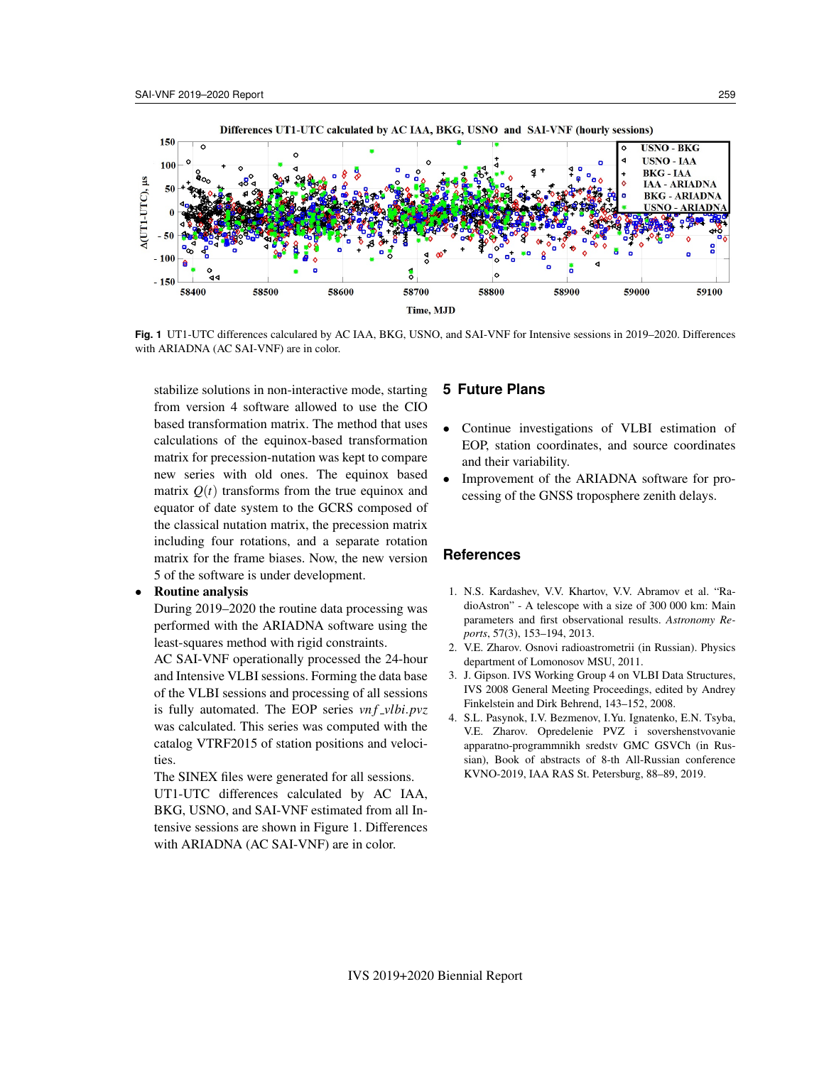Differences UT1-UTC calculated by AC IAA, BKG, USNO and SAI-VNF (hourly sessions)

Δ(UT1-UTC), μs

150
100
50
0
- 50
- 100
- 150

58400
58500
58600
58700
58800
58900
59000
59100

Time, MJD

USNO - BKG
USNO - IAA
BKG - IAA
IAA - ARIADNA
BKG - ARIADNA
USNO - ARIADNA

**Fig. 1** UT1-UTC differences calculared by AC IAA, BKG, USNO, and SAI-VNF for Intensive sessions in 2019–2020. Differences with ARIADNA (AC SAI-VNF) are in color.

stabilize solutions in non-interactive mode, starting from version 4 software allowed to use the CIO based transformation matrix. The method that uses calculations of the equinox-based transformation matrix for precession-nutation was kept to compare new series with old ones. The equinox based matrix $Q(t)$ transforms from the true equinox and equator of date system to the GCRS composed of the classical nutation matrix, the precession matrix including four rotations, and a separate rotation matrix for the frame biases. Now, the new version 5 of the software is under development.

- **Routine analysis**
  During 2019–2020 the routine data processing was performed with the ARIADNA software using the least-squares method with rigid constraints.
  AC SAI-VNF operationally processed the 24-hour and Intensive VLBI sessions. Forming the data base of the VLBI sessions and processing of all sessions is fully automated. The EOP series *vnf_vlbi.pvz* was calculated. This series was computed with the catalog VTRF2015 of station positions and velocities.
  The SINEX files were generated for all sessions.
  UT1-UTC differences calculated by AC IAA, BKG, USNO, and SAI-VNF estimated from all Intensive sessions are shown in Figure 1. Differences with ARIADNA (AC SAI-VNF) are in color.

## 5 Future Plans

- Continue investigations of VLBI estimation of EOP, station coordinates, and source coordinates and their variability.
- Improvement of the ARIADNA software for processing of the GNSS troposphere zenith delays.

## References

1. N.S. Kardashev, V.V. Khartov, V.V. Abramov et al. "RadioAstron" - A telescope with a size of 300 000 km: Main parameters and first observational results. *Astronomy Reports*, 57(3), 153–194, 2013.
2. V.E. Zharov. Osnovi radioastrometrii (in Russian). Physics department of Lomonosov MSU, 2011.
3. J. Gipson. IVS Working Group 4 on VLBI Data Structures, IVS 2008 General Meeting Proceedings, edited by Andrey Finkelstein and Dirk Behrend, 143–152, 2008.
4. S.L. Pasynok, I.V. Bezmenov, I.Yu. Ignatenko, E.N. Tsyba, V.E. Zharov. Opredelenie PVZ i sovershenstvovanie apparatno-programmnikh sredstv GMC GSVCh (in Russian), Book of abstracts of 8-th All-Russian conference KVNO-2019, IAA RAS St. Petersburg, 88–89, 2019.